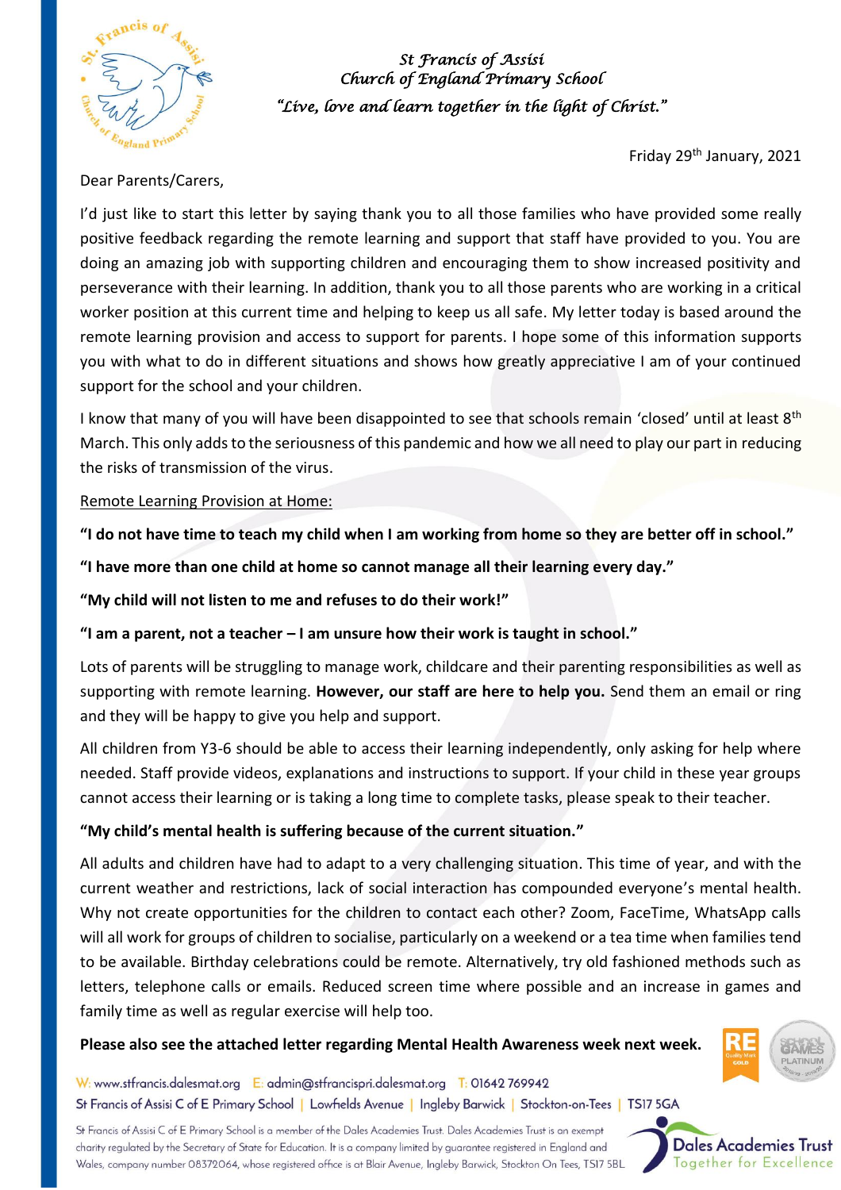*St Francis of Assisi*
*Church of England Primary School*
*"Live, love and learn together in the light of Christ."*

Friday 29th January, 2021

Dear Parents/Carers,

I'd just like to start this letter by saying thank you to all those families who have provided some really positive feedback regarding the remote learning and support that staff have provided to you. You are doing an amazing job with supporting children and encouraging them to show increased positivity and perseverance with their learning. In addition, thank you to all those parents who are working in a critical worker position at this current time and helping to keep us all safe. My letter today is based around the remote learning provision and access to support for parents. I hope some of this information supports you with what to do in different situations and shows how greatly appreciative I am of your continued support for the school and your children.

I know that many of you will have been disappointed to see that schools remain 'closed' until at least 8th March. This only adds to the seriousness of this pandemic and how we all need to play our part in reducing the risks of transmission of the virus.

<u>Remote Learning Provision at Home:</u>

**"I do not have time to teach my child when I am working from home so they are better off in school."**

**"I have more than one child at home so cannot manage all their learning every day."**

**"My child will not listen to me and refuses to do their work!"**

**"I am a parent, not a teacher – I am unsure how their work is taught in school."**

Lots of parents will be struggling to manage work, childcare and their parenting responsibilities as well as supporting with remote learning. **However, our staff are here to help you.** Send them an email or ring and they will be happy to give you help and support.

All children from Y3-6 should be able to access their learning independently, only asking for help where needed. Staff provide videos, explanations and instructions to support. If your child in these year groups cannot access their learning or is taking a long time to complete tasks, please speak to their teacher.

**"My child's mental health is suffering because of the current situation."**

All adults and children have had to adapt to a very challenging situation. This time of year, and with the current weather and restrictions, lack of social interaction has compounded everyone's mental health. Why not create opportunities for the children to contact each other? Zoom, FaceTime, WhatsApp calls will all work for groups of children to socialise, particularly on a weekend or a tea time when families tend to be available. Birthday celebrations could be remote. Alternatively, try old fashioned methods such as letters, telephone calls or emails. Reduced screen time where possible and an increase in games and family time as well as regular exercise will help too.

**Please also see the attached letter regarding Mental Health Awareness week next week.**

W: www.stfrancis.dalesmat.org E: admin@stfrancispri.dalesmat.org T: 01642 769942
St Francis of Assisi C of E Primary School | Lowfields Avenue | Ingleby Barwick | Stockton-on-Tees | TS17 5GA

St Francis of Assisi C of E Primary School is a member of the Dales Academies Trust. Dales Academies Trust is an exempt charity regulated by the Secretary of State for Education. It is a company limited by guarantee registered in England and Wales, company number 08372064, whose registered office is at Blair Avenue, Ingleby Barwick, Stockton On Tees, TS17 5BL

Dales Academies Trust
Together for Excellence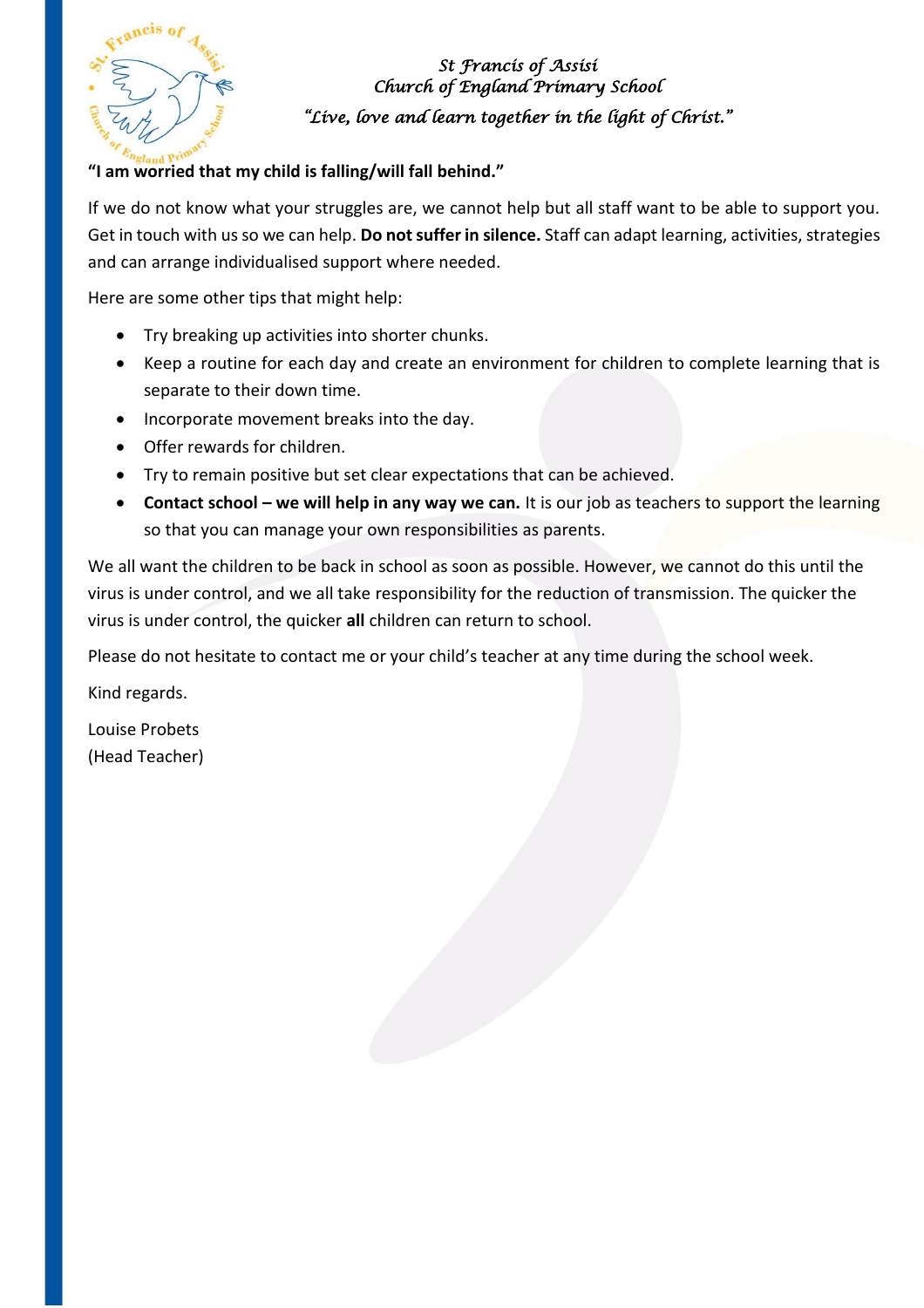St Francis of Assisi
Church of England Primary School
*"Live, love and learn together in the light of Christ."*

**"I am worried that my child is falling/will fall behind."**

If we do not know what your struggles are, we cannot help but all staff want to be able to support you. Get in touch with us so we can help. **Do not suffer in silence.** Staff can adapt learning, activities, strategies and can arrange individualised support where needed.

Here are some other tips that might help:

- Try breaking up activities into shorter chunks.
- Keep a routine for each day and create an environment for children to complete learning that is separate to their down time.
- Incorporate movement breaks into the day.
- Offer rewards for children.
- Try to remain positive but set clear expectations that can be achieved.
- **Contact school – we will help in any way we can.** It is our job as teachers to support the learning so that you can manage your own responsibilities as parents.

We all want the children to be back in school as soon as possible. However, we cannot do this until the virus is under control, and we all take responsibility for the reduction of transmission. The quicker the virus is under control, the quicker **all** children can return to school.

Please do not hesitate to contact me or your child's teacher at any time during the school week.

Kind regards.

Louise Probets
(Head Teacher)